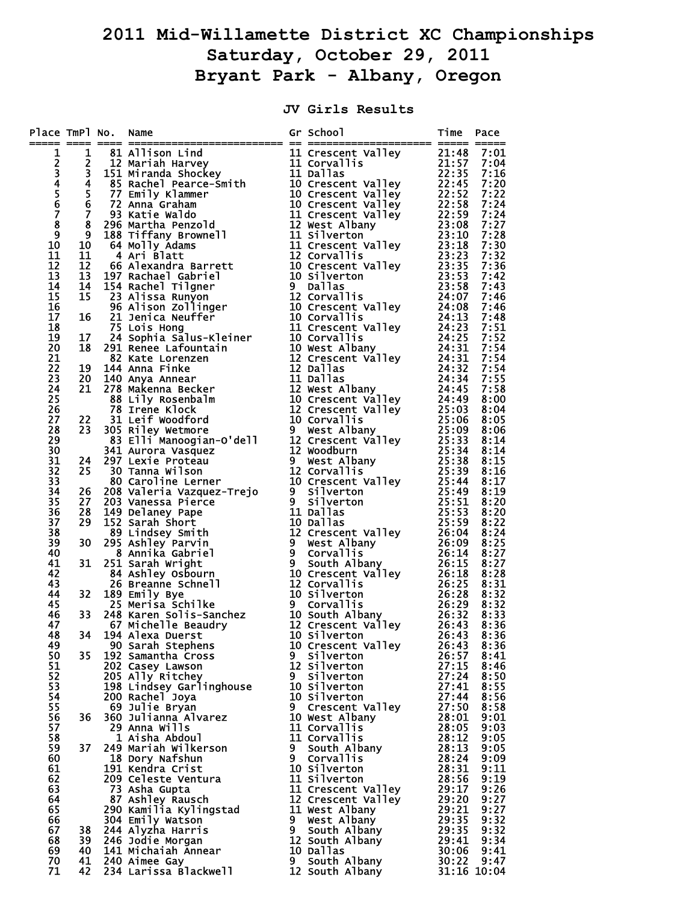# 2011 Mid-Willamette District XC Championships
# Saturday, October 29, 2011
# Bryant Park - Albany, Oregon

## JV Girls Results

| Place | TmPl | No. | Name | Gr | School | Time | Pace |
|---|---|---|---|---|---|---|---|
| 1 | 1 | 81 | Allison Lind | 11 | Crescent Valley | 21:48 | 7:01 |
| 2 | 2 | 12 | Mariah Harvey | 11 | Corvallis | 21:57 | 7:04 |
| 3 | 3 | 151 | Miranda Shockey | 11 | Dallas | 22:35 | 7:16 |
| 4 | 4 | 85 | Rachel Pearce-Smith | 10 | Crescent Valley | 22:45 | 7:20 |
| 5 | 5 | 77 | Emily Klammer | 10 | Crescent Valley | 22:52 | 7:22 |
| 6 | 6 | 72 | Anna Graham | 10 | Crescent Valley | 22:58 | 7:24 |
| 7 | 7 | 93 | Katie Waldo | 11 | Crescent Valley | 22:59 | 7:24 |
| 8 | 8 | 296 | Martha Penzold | 12 | West Albany | 23:08 | 7:27 |
| 9 | 9 | 188 | Tiffany Brownell | 11 | Silverton | 23:10 | 7:28 |
| 10 | 10 | 64 | Molly Adams | 11 | Crescent Valley | 23:18 | 7:30 |
| 11 | 11 | 4 | Ari Blatt | 12 | Corvallis | 23:23 | 7:32 |
| 12 | 12 | 66 | Alexandra Barrett | 10 | Crescent Valley | 23:35 | 7:36 |
| 13 | 13 | 197 | Rachael Gabriel | 10 | Silverton | 23:53 | 7:42 |
| 14 | 14 | 154 | Rachel Tilgner | 9 | Dallas | 23:58 | 7:43 |
| 15 | 15 | 23 | Alissa Runyon | 12 | Corvallis | 24:07 | 7:46 |
| 16 | | 96 | Alison Zollinger | 10 | Crescent Valley | 24:08 | 7:46 |
| 17 | 16 | 21 | Jenica Neuffer | 10 | Corvallis | 24:13 | 7:48 |
| 18 | | 75 | Lois Hong | 11 | Crescent Valley | 24:23 | 7:51 |
| 19 | 17 | 24 | Sophia Salus-Kleiner | 10 | Corvallis | 24:25 | 7:52 |
| 20 | 18 | 291 | Renee Lafountain | 10 | West Albany | 24:31 | 7:54 |
| 21 | | 82 | Kate Lorenzen | 12 | Crescent Valley | 24:31 | 7:54 |
| 22 | 19 | 144 | Anna Finke | 12 | Dallas | 24:32 | 7:54 |
| 23 | 20 | 140 | Anya Annear | 11 | Dallas | 24:34 | 7:55 |
| 24 | 21 | 278 | Makenna Becker | 12 | West Albany | 24:45 | 7:58 |
| 25 | | 88 | Lily Rosenbalm | 10 | Crescent Valley | 24:49 | 8:00 |
| 26 | | 78 | Irene Klock | 12 | Crescent Valley | 25:03 | 8:04 |
| 27 | 22 | 31 | Leif Woodford | 10 | Corvallis | 25:06 | 8:05 |
| 28 | 23 | 305 | Riley Wetmore | 9 | West Albany | 25:09 | 8:06 |
| 29 | | 83 | Elli Manoogian-O'dell | 12 | Crescent Valley | 25:33 | 8:14 |
| 30 | | 341 | Aurora Vasquez | 12 | Woodburn | 25:34 | 8:14 |
| 31 | 24 | 297 | Lexie Proteau | 9 | West Albany | 25:38 | 8:15 |
| 32 | 25 | 30 | Tanna Wilson | 12 | Corvallis | 25:39 | 8:16 |
| 33 | | 80 | Caroline Lerner | 10 | Crescent Valley | 25:44 | 8:17 |
| 34 | 26 | 208 | Valeria Vazquez-Trejo | 9 | Silverton | 25:49 | 8:19 |
| 35 | 27 | 203 | Vanessa Pierce | 9 | Silverton | 25:51 | 8:20 |
| 36 | 28 | 149 | Delaney Pape | 11 | Dallas | 25:53 | 8:20 |
| 37 | 29 | 152 | Sarah Short | 10 | Dallas | 25:59 | 8:22 |
| 38 | | 89 | Lindsey Smith | 12 | Crescent Valley | 26:04 | 8:24 |
| 39 | 30 | 295 | Ashley Parvin | 9 | West Albany | 26:09 | 8:25 |
| 40 | | 8 | Annika Gabriel | 9 | Corvallis | 26:14 | 8:27 |
| 41 | 31 | 251 | Sarah Wright | 9 | South Albany | 26:15 | 8:27 |
| 42 | | 84 | Ashley Osbourn | 10 | Crescent Valley | 26:18 | 8:28 |
| 43 | | 26 | Breanne Schnell | 12 | Corvallis | 26:25 | 8:31 |
| 44 | 32 | 189 | Emily Bye | 10 | Silverton | 26:28 | 8:32 |
| 45 | | 25 | Merisa Schilke | 9 | Corvallis | 26:29 | 8:32 |
| 46 | 33 | 248 | Karen Solis-Sanchez | 10 | South Albany | 26:32 | 8:33 |
| 47 | | 67 | Michelle Beaudry | 12 | Crescent Valley | 26:43 | 8:36 |
| 48 | 34 | 194 | Alexa Duerst | 10 | Silverton | 26:43 | 8:36 |
| 49 | | 90 | Sarah Stephens | 10 | Crescent Valley | 26:43 | 8:36 |
| 50 | 35 | 192 | Samantha Cross | 9 | Silverton | 26:57 | 8:41 |
| 51 | | 202 | Casey Lawson | 12 | Silverton | 27:15 | 8:46 |
| 52 | | 205 | Ally Ritchey | 9 | Silverton | 27:24 | 8:50 |
| 53 | | 198 | Lindsey Garlinghouse | 10 | Silverton | 27:41 | 8:55 |
| 54 | | 200 | Rachel Joya | 10 | Silverton | 27:44 | 8:56 |
| 55 | | 69 | Julie Bryan | 9 | Crescent Valley | 27:50 | 8:58 |
| 56 | 36 | 360 | Julianna Alvarez | 10 | West Albany | 28:01 | 9:01 |
| 57 | | 29 | Anna Wills | 11 | Corvallis | 28:05 | 9:03 |
| 58 | | 1 | Aisha Abdoul | 11 | Corvallis | 28:12 | 9:05 |
| 59 | 37 | 249 | Mariah Wilkerson | 9 | South Albany | 28:13 | 9:05 |
| 60 | | 18 | Dory Nafshun | 9 | Corvallis | 28:24 | 9:09 |
| 61 | | 191 | Kendra Crist | 10 | Silverton | 28:31 | 9:11 |
| 62 | | 209 | Celeste Ventura | 11 | Silverton | 28:56 | 9:19 |
| 63 | | 73 | Asha Gupta | 11 | Crescent Valley | 29:17 | 9:26 |
| 64 | | 87 | Ashley Rausch | 12 | Crescent Valley | 29:20 | 9:27 |
| 65 | | 290 | Kamilia Kylingstad | 11 | West Albany | 29:21 | 9:27 |
| 66 | | 304 | Emily Watson | 9 | West Albany | 29:35 | 9:32 |
| 67 | 38 | 244 | Alyzha Harris | 9 | South Albany | 29:35 | 9:32 |
| 68 | 39 | 246 | Jodie Morgan | 12 | South Albany | 29:41 | 9:34 |
| 69 | 40 | 141 | Michaiah Annear | 10 | Dallas | 30:06 | 9:41 |
| 70 | 41 | 240 | Aimee Gay | 9 | South Albany | 30:22 | 9:47 |
| 71 | 42 | 234 | Larissa Blackwell | 12 | South Albany | 31:16 | 10:04 |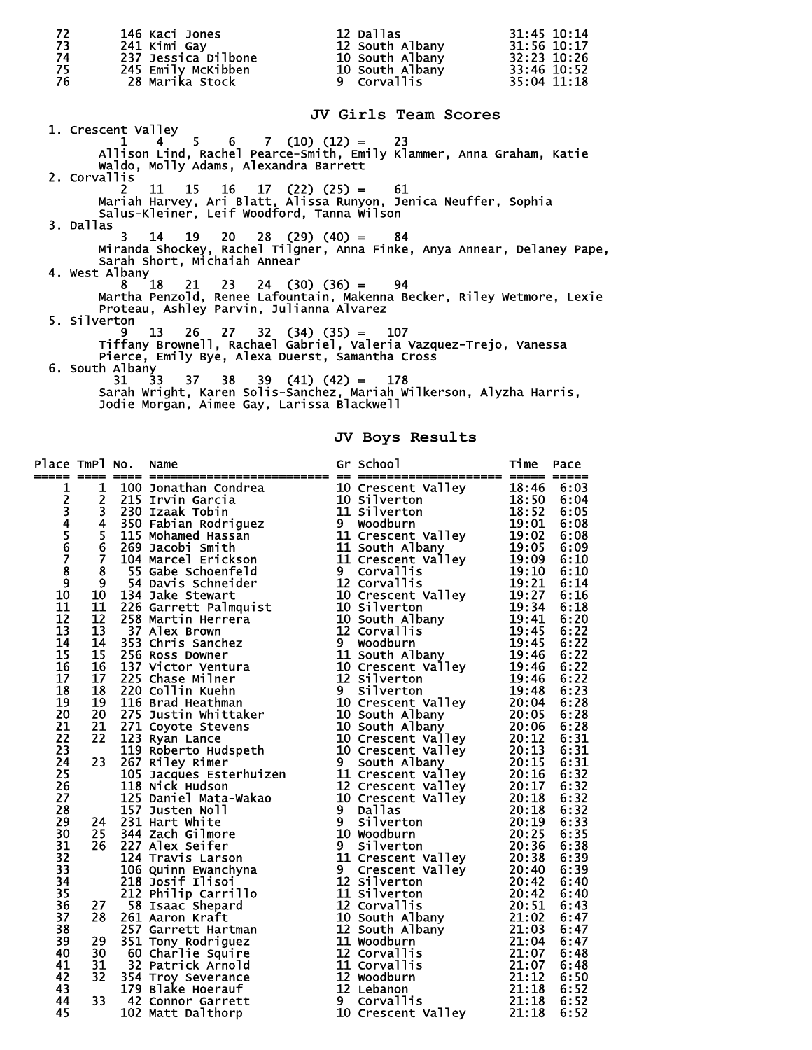| | | | | | | |
|---|---|---|---|---|---|---|
| 72 | 146 | Kaci Jones | 12 | Dallas | 31:45 | 10:14 |
| 73 | 241 | Kimi Gay | 12 | South Albany | 31:56 | 10:17 |
| 74 | 237 | Jessica Dilbone | 10 | South Albany | 32:23 | 10:26 |
| 75 | 245 | Emily McKibben | 10 | South Albany | 33:46 | 10:52 |
| 76 | 28 | Marika Stock | 9 | Corvallis | 35:04 | 11:18 |

## JV Girls Team Scores

1. Crescent Valley
   1 4 5 6 7 (10) (12) = 23
   Allison Lind, Rachel Pearce-Smith, Emily Klammer, Anna Graham, Katie Waldo, Molly Adams, Alexandra Barrett
2. Corvallis
   2 11 15 16 17 (22) (25) = 61
   Mariah Harvey, Ari Blatt, Alissa Runyon, Jenica Neuffer, Sophia Salus-Kleiner, Leif Woodford, Tanna Wilson
3. Dallas
   3 14 19 20 28 (29) (40) = 84
   Miranda Shockey, Rachel Tilgner, Anna Finke, Anya Annear, Delaney Pape, Sarah Short, Michaiah Annear
4. West Albany
   8 18 21 23 24 (30) (36) = 94
   Martha Penzold, Renee Lafountain, Makenna Becker, Riley Wetmore, Lexie Proteau, Ashley Parvin, Julianna Alvarez
5. Silverton
   9 13 26 27 32 (34) (35) = 107
   Tiffany Brownell, Rachael Gabriel, Valeria Vazquez-Trejo, Vanessa Pierce, Emily Bye, Alexa Duerst, Samantha Cross
6. South Albany
   31 33 37 38 39 (41) (42) = 178
   Sarah Wright, Karen Solis-Sanchez, Mariah Wilkerson, Alyzha Harris, Jodie Morgan, Aimee Gay, Larissa Blackwell

## JV Boys Results

| Place | TmPl | No. | Name | Gr | School | Time | Pace |
|---|---|---|---|---|---|---|---|
| 1 | 1 | 100 | Jonathan Condrea | 10 | Crescent Valley | 18:46 | 6:03 |
| 2 | 2 | 215 | Irvin Garcia | 10 | Silverton | 18:50 | 6:04 |
| 3 | 3 | 230 | Izaak Tobin | 11 | Silverton | 18:52 | 6:05 |
| 4 | 4 | 350 | Fabian Rodriguez | 9 | Woodburn | 19:01 | 6:08 |
| 5 | 5 | 115 | Mohamed Hassan | 11 | Crescent Valley | 19:02 | 6:08 |
| 6 | 6 | 269 | Jacobi Smith | 11 | South Albany | 19:05 | 6:09 |
| 7 | 7 | 104 | Marcel Erickson | 11 | Crescent Valley | 19:09 | 6:10 |
| 8 | 8 | 55 | Gabe Schoenfeld | 9 | Corvallis | 19:10 | 6:10 |
| 9 | 9 | 54 | Davis Schneider | 12 | Corvallis | 19:21 | 6:14 |
| 10 | 10 | 134 | Jake Stewart | 10 | Crescent Valley | 19:27 | 6:16 |
| 11 | 11 | 226 | Garrett Palmquist | 10 | Silverton | 19:34 | 6:18 |
| 12 | 12 | 258 | Martin Herrera | 10 | South Albany | 19:41 | 6:20 |
| 13 | 13 | 37 | Alex Brown | 12 | Corvallis | 19:45 | 6:22 |
| 14 | 14 | 353 | Chris Sanchez | 9 | Woodburn | 19:45 | 6:22 |
| 15 | 15 | 256 | Ross Downer | 11 | South Albany | 19:46 | 6:22 |
| 16 | 16 | 137 | Victor Ventura | 10 | Crescent Valley | 19:46 | 6:22 |
| 17 | 17 | 225 | Chase Milner | 12 | Silverton | 19:46 | 6:22 |
| 18 | 18 | 220 | Collin Kuehn | 9 | Silverton | 19:48 | 6:23 |
| 19 | 19 | 116 | Brad Heathman | 10 | Crescent Valley | 20:04 | 6:28 |
| 20 | 20 | 275 | Justin Whittaker | 10 | South Albany | 20:05 | 6:28 |
| 21 | 21 | 271 | Coyote Stevens | 10 | South Albany | 20:06 | 6:28 |
| 22 | 22 | 123 | Ryan Lance | 10 | Crescent Valley | 20:12 | 6:31 |
| 23 | | 119 | Roberto Hudspeth | 10 | Crescent Valley | 20:13 | 6:31 |
| 24 | 23 | 267 | Riley Rimer | 9 | South Albany | 20:15 | 6:31 |
| 25 | | 105 | Jacques Esterhuizen | 11 | Crescent Valley | 20:16 | 6:32 |
| 26 | | 118 | Nick Hudson | 12 | Crescent Valley | 20:17 | 6:32 |
| 27 | | 125 | Daniel Mata-Wakao | 10 | Crescent Valley | 20:18 | 6:32 |
| 28 | | 157 | Justen Noll | 9 | Dallas | 20:18 | 6:32 |
| 29 | 24 | 231 | Hart White | 9 | Silverton | 20:19 | 6:33 |
| 30 | 25 | 344 | Zach Gilmore | 10 | Woodburn | 20:25 | 6:35 |
| 31 | 26 | 227 | Alex Seifer | 9 | Silverton | 20:36 | 6:38 |
| 32 | | 124 | Travis Larson | 11 | Crescent Valley | 20:38 | 6:39 |
| 33 | | 106 | Quinn Ewanchyna | 9 | Crescent Valley | 20:40 | 6:39 |
| 34 | | 218 | Josif Ilisoi | 12 | Silverton | 20:42 | 6:40 |
| 35 | | 212 | Philip Carrillo | 11 | Silverton | 20:42 | 6:40 |
| 36 | 27 | 58 | Isaac Shepard | 12 | Corvallis | 20:51 | 6:43 |
| 37 | 28 | 261 | Aaron Kraft | 10 | South Albany | 21:02 | 6:47 |
| 38 | | 257 | Garrett Hartman | 12 | South Albany | 21:03 | 6:47 |
| 39 | 29 | 351 | Tony Rodriguez | 11 | Woodburn | 21:04 | 6:47 |
| 40 | 30 | 60 | Charlie Squire | 12 | Corvallis | 21:07 | 6:48 |
| 41 | 31 | 32 | Patrick Arnold | 11 | Corvallis | 21:07 | 6:48 |
| 42 | 32 | 354 | Troy Severance | 12 | Woodburn | 21:12 | 6:50 |
| 43 | | 179 | Blake Hoerauf | 12 | Lebanon | 21:18 | 6:52 |
| 44 | 33 | 42 | Connor Garrett | 9 | Corvallis | 21:18 | 6:52 |
| 45 | | 102 | Matt Dalthorp | 10 | Crescent Valley | 21:18 | 6:52 |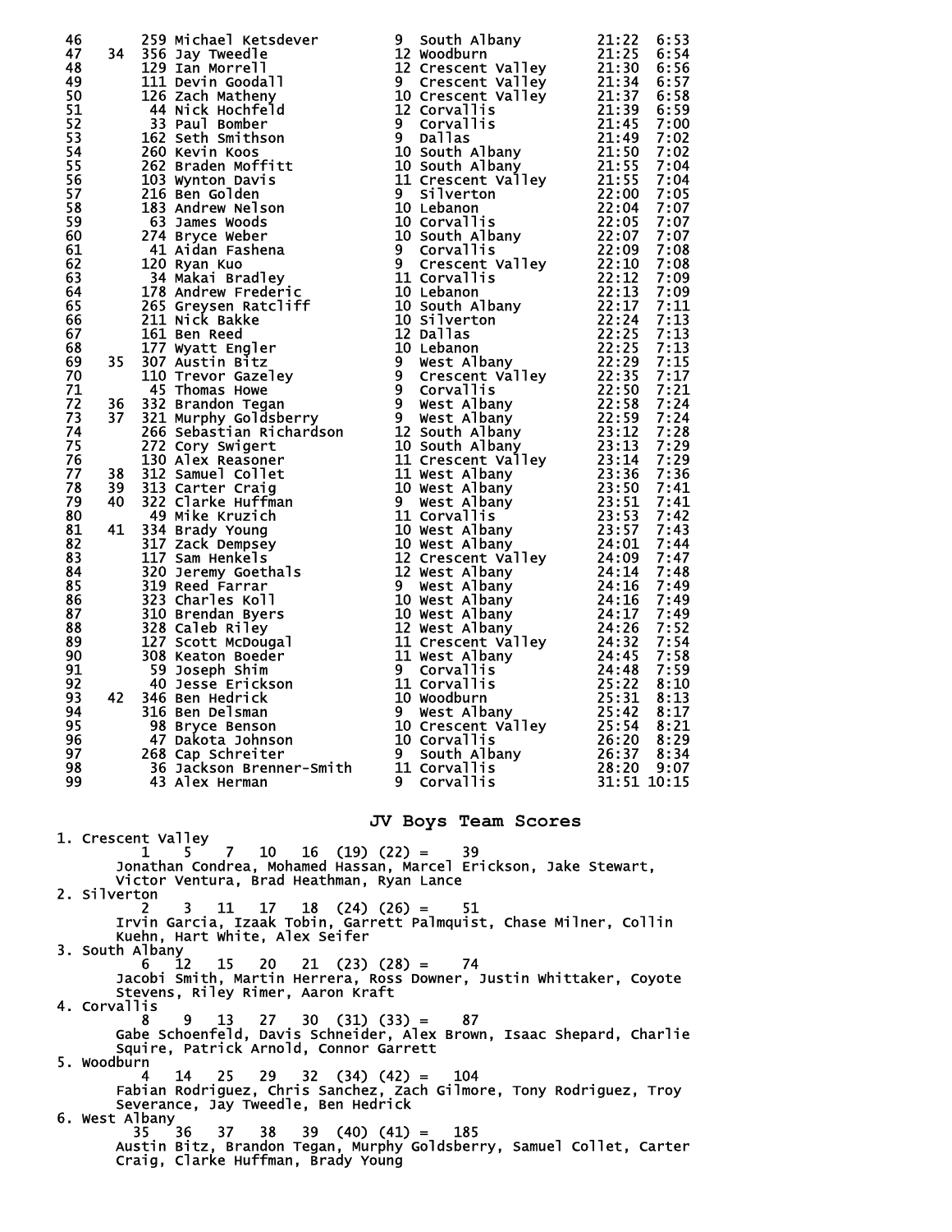| Place | Team Place | Bib | Name | Grade | School | Time | Pace |
|---|---|---|---|---|---|---|---|
| 46 | | 259 | Michael Ketsdever | 9 | South Albany | 21:22 | 6:53 |
| 47 | 34 | 356 | Jay Tweedle | 12 | Woodburn | 21:25 | 6:54 |
| 48 | | 129 | Ian Morrell | 12 | Crescent Valley | 21:30 | 6:56 |
| 49 | | 111 | Devin Goodall | 9 | Crescent Valley | 21:34 | 6:57 |
| 50 | | 126 | Zach Matheny | 10 | Crescent Valley | 21:37 | 6:58 |
| 51 | | 44 | Nick Hochfeld | 12 | Corvallis | 21:39 | 6:59 |
| 52 | | 33 | Paul Bomber | 9 | Corvallis | 21:45 | 7:00 |
| 53 | | 162 | Seth Smithson | 9 | Dallas | 21:49 | 7:02 |
| 54 | | 260 | Kevin Koos | 10 | South Albany | 21:50 | 7:02 |
| 55 | | 262 | Braden Moffitt | 10 | South Albany | 21:55 | 7:04 |
| 56 | | 103 | Wynton Davis | 11 | Crescent Valley | 21:55 | 7:04 |
| 57 | | 216 | Ben Golden | 9 | Silverton | 22:00 | 7:05 |
| 58 | | 183 | Andrew Nelson | 10 | Lebanon | 22:04 | 7:07 |
| 59 | | 63 | James Woods | 10 | Corvallis | 22:05 | 7:07 |
| 60 | | 274 | Bryce Weber | 10 | South Albany | 22:07 | 7:07 |
| 61 | | 41 | Aidan Fashena | 9 | Corvallis | 22:09 | 7:08 |
| 62 | | 120 | Ryan Kuo | 9 | Crescent Valley | 22:10 | 7:08 |
| 63 | | 34 | Makai Bradley | 11 | Corvallis | 22:12 | 7:09 |
| 64 | | 178 | Andrew Frederic | 10 | Lebanon | 22:13 | 7:09 |
| 65 | | 265 | Greysen Ratcliff | 10 | South Albany | 22:17 | 7:11 |
| 66 | | 211 | Nick Bakke | 10 | Silverton | 22:24 | 7:13 |
| 67 | | 161 | Ben Reed | 12 | Dallas | 22:25 | 7:13 |
| 68 | | 177 | Wyatt Engler | 10 | Lebanon | 22:25 | 7:13 |
| 69 | 35 | 307 | Austin Bitz | 9 | West Albany | 22:29 | 7:15 |
| 70 | | 110 | Trevor Gazeley | 9 | Crescent Valley | 22:35 | 7:17 |
| 71 | | 45 | Thomas Howe | 9 | Corvallis | 22:50 | 7:21 |
| 72 | 36 | 332 | Brandon Tegan | 9 | West Albany | 22:58 | 7:24 |
| 73 | 37 | 321 | Murphy Goldsberry | 9 | West Albany | 22:59 | 7:24 |
| 74 | | 266 | Sebastian Richardson | 12 | South Albany | 23:12 | 7:28 |
| 75 | | 272 | Cory Swigert | 10 | South Albany | 23:13 | 7:29 |
| 76 | | 130 | Alex Reasoner | 11 | Crescent Valley | 23:14 | 7:29 |
| 77 | 38 | 312 | Samuel Collet | 11 | West Albany | 23:36 | 7:36 |
| 78 | 39 | 313 | Carter Craig | 10 | West Albany | 23:50 | 7:41 |
| 79 | 40 | 322 | Clarke Huffman | 9 | West Albany | 23:51 | 7:41 |
| 80 | | 49 | Mike Kruzich | 11 | Corvallis | 23:53 | 7:42 |
| 81 | 41 | 334 | Brady Young | 10 | West Albany | 23:57 | 7:43 |
| 82 | | 317 | Zack Dempsey | 10 | West Albany | 24:01 | 7:44 |
| 83 | | 117 | Sam Henkels | 12 | Crescent Valley | 24:09 | 7:47 |
| 84 | | 320 | Jeremy Goethals | 12 | West Albany | 24:14 | 7:48 |
| 85 | | 319 | Reed Farrar | 9 | West Albany | 24:16 | 7:49 |
| 86 | | 323 | Charles Koll | 10 | West Albany | 24:16 | 7:49 |
| 87 | | 310 | Brendan Byers | 10 | West Albany | 24:17 | 7:49 |
| 88 | | 328 | Caleb Riley | 12 | West Albany | 24:26 | 7:52 |
| 89 | | 127 | Scott McDougal | 11 | Crescent Valley | 24:32 | 7:54 |
| 90 | | 308 | Keaton Boeder | 11 | West Albany | 24:45 | 7:58 |
| 91 | | 59 | Joseph Shim | 9 | Corvallis | 24:48 | 7:59 |
| 92 | | 40 | Jesse Erickson | 11 | Corvallis | 25:22 | 8:10 |
| 93 | 42 | 346 | Ben Hedrick | 10 | Woodburn | 25:31 | 8:13 |
| 94 | | 316 | Ben Delsman | 9 | West Albany | 25:42 | 8:17 |
| 95 | | 98 | Bryce Benson | 10 | Crescent Valley | 25:54 | 8:21 |
| 96 | | 47 | Dakota Johnson | 10 | Corvallis | 26:20 | 8:29 |
| 97 | | 268 | Cap Schreiter | 9 | South Albany | 26:37 | 8:34 |
| 98 | | 36 | Jackson Brenner-Smith | 11 | Corvallis | 28:20 | 9:07 |
| 99 | | 43 | Alex Herman | 9 | Corvallis | 31:51 | 10:15 |

## JV Boys Team Scores

1. Crescent Valley
   1 5 7 10 16 (19) (22) = 39
   Jonathan Condrea, Mohamed Hassan, Marcel Erickson, Jake Stewart, Victor Ventura, Brad Heathman, Ryan Lance
2. Silverton
   2 3 11 17 18 (24) (26) = 51
   Irvin Garcia, Izaak Tobin, Garrett Palmquist, Chase Milner, Collin Kuehn, Hart White, Alex Seifer
3. South Albany
   6 12 15 20 21 (23) (28) = 74
   Jacobi Smith, Martin Herrera, Ross Downer, Justin Whittaker, Coyote Stevens, Riley Rimer, Aaron Kraft
4. Corvallis
   8 9 13 27 30 (31) (33) = 87
   Gabe Schoenfeld, Davis Schneider, Alex Brown, Isaac Shepard, Charlie Squire, Patrick Arnold, Connor Garrett
5. Woodburn
   4 14 25 29 32 (34) (42) = 104
   Fabian Rodriguez, Chris Sanchez, Zach Gilmore, Tony Rodriguez, Troy Severance, Jay Tweedle, Ben Hedrick
6. West Albany
   35 36 37 38 39 (40) (41) = 185
   Austin Bitz, Brandon Tegan, Murphy Goldsberry, Samuel Collet, Carter Craig, Clarke Huffman, Brady Young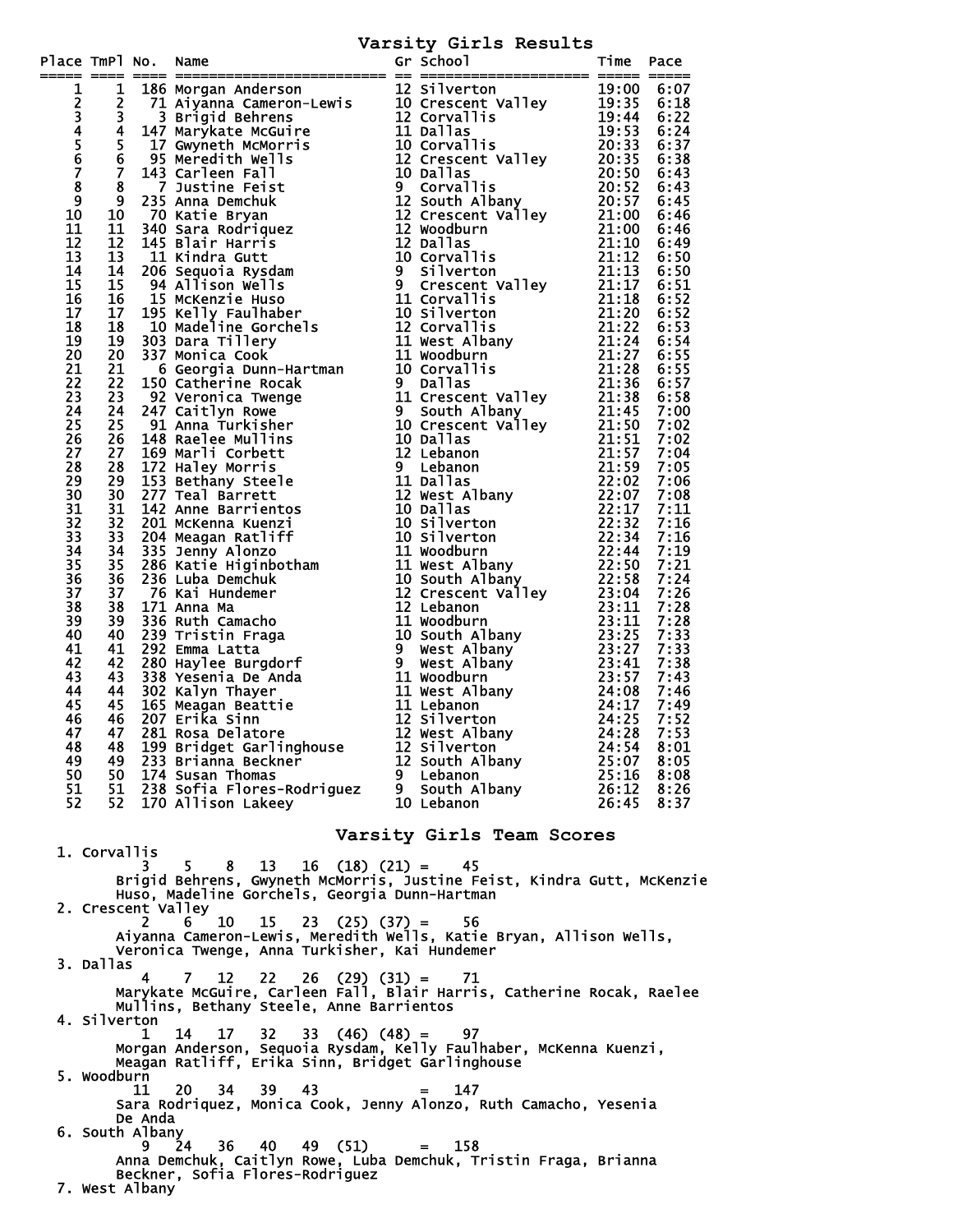## Varsity Girls Results

| Place | TmPl | No. | Name | Gr | School | Time | Pace |
|---|---|---|---|---|---|---|---|
| 1 | 1 | 186 | Morgan Anderson | 12 | Silverton | 19:00 | 6:07 |
| 2 | 2 | 71 | Aiyanna Cameron-Lewis | 10 | Crescent Valley | 19:35 | 6:18 |
| 3 | 3 | 3 | Brigid Behrens | 12 | Corvallis | 19:44 | 6:22 |
| 4 | 4 | 147 | Marykate McGuire | 11 | Dallas | 19:53 | 6:24 |
| 5 | 5 | 17 | Gwyneth McMorris | 10 | Corvallis | 20:33 | 6:37 |
| 6 | 6 | 95 | Meredith Wells | 12 | Crescent Valley | 20:35 | 6:38 |
| 7 | 7 | 143 | Carleen Fall | 10 | Dallas | 20:50 | 6:43 |
| 8 | 8 | 7 | Justine Feist | 9 | Corvallis | 20:52 | 6:43 |
| 9 | 9 | 235 | Anna Demchuk | 12 | South Albany | 20:57 | 6:45 |
| 10 | 10 | 70 | Katie Bryan | 12 | Crescent Valley | 21:00 | 6:46 |
| 11 | 11 | 340 | Sara Rodriquez | 12 | Woodburn | 21:00 | 6:46 |
| 12 | 12 | 145 | Blair Harris | 12 | Dallas | 21:10 | 6:49 |
| 13 | 13 | 11 | Kindra Gutt | 10 | Corvallis | 21:12 | 6:50 |
| 14 | 14 | 206 | Sequoia Rysdam | 9 | Silverton | 21:13 | 6:50 |
| 15 | 15 | 94 | Allison Wells | 9 | Crescent Valley | 21:17 | 6:51 |
| 16 | 16 | 15 | McKenzie Huso | 11 | Corvallis | 21:18 | 6:52 |
| 17 | 17 | 195 | Kelly Faulhaber | 10 | Silverton | 21:20 | 6:52 |
| 18 | 18 | 10 | Madeline Gorchels | 12 | Corvallis | 21:22 | 6:53 |
| 19 | 19 | 303 | Dara Tillery | 11 | West Albany | 21:24 | 6:54 |
| 20 | 20 | 337 | Monica Cook | 11 | Woodburn | 21:27 | 6:55 |
| 21 | 21 | 6 | Georgia Dunn-Hartman | 10 | Corvallis | 21:28 | 6:55 |
| 22 | 22 | 150 | Catherine Rocak | 9 | Dallas | 21:36 | 6:57 |
| 23 | 23 | 92 | Veronica Twenge | 11 | Crescent Valley | 21:38 | 6:58 |
| 24 | 24 | 247 | Caitlyn Rowe | 9 | South Albany | 21:45 | 7:00 |
| 25 | 25 | 91 | Anna Turkisher | 10 | Crescent Valley | 21:50 | 7:02 |
| 26 | 26 | 148 | Raelee Mullins | 10 | Dallas | 21:51 | 7:02 |
| 27 | 27 | 169 | Marli Corbett | 12 | Lebanon | 21:57 | 7:04 |
| 28 | 28 | 172 | Haley Morris | 9 | Lebanon | 21:59 | 7:05 |
| 29 | 29 | 153 | Bethany Steele | 11 | Dallas | 22:02 | 7:06 |
| 30 | 30 | 277 | Teal Barrett | 12 | West Albany | 22:07 | 7:08 |
| 31 | 31 | 142 | Anne Barrientos | 10 | Dallas | 22:17 | 7:11 |
| 32 | 32 | 201 | McKenna Kuenzi | 10 | Silverton | 22:32 | 7:16 |
| 33 | 33 | 204 | Meagan Ratliff | 10 | Silverton | 22:34 | 7:16 |
| 34 | 34 | 335 | Jenny Alonzo | 11 | Woodburn | 22:44 | 7:19 |
| 35 | 35 | 286 | Katie Higinbotham | 11 | West Albany | 22:50 | 7:21 |
| 36 | 36 | 236 | Luba Demchuk | 10 | South Albany | 22:58 | 7:24 |
| 37 | 37 | 76 | Kai Hundemer | 12 | Crescent Valley | 23:04 | 7:26 |
| 38 | 38 | 171 | Anna Ma | 12 | Lebanon | 23:11 | 7:28 |
| 39 | 39 | 336 | Ruth Camacho | 11 | Woodburn | 23:11 | 7:28 |
| 40 | 40 | 239 | Tristin Fraga | 10 | South Albany | 23:25 | 7:33 |
| 41 | 41 | 292 | Emma Latta | 9 | West Albany | 23:27 | 7:33 |
| 42 | 42 | 280 | Haylee Burgdorf | 9 | West Albany | 23:41 | 7:38 |
| 43 | 43 | 338 | Yesenia De Anda | 11 | Woodburn | 23:57 | 7:43 |
| 44 | 44 | 302 | Kalyn Thayer | 11 | West Albany | 24:08 | 7:46 |
| 45 | 45 | 165 | Meagan Beattie | 11 | Lebanon | 24:17 | 7:49 |
| 46 | 46 | 207 | Erika Sinn | 12 | Silverton | 24:25 | 7:52 |
| 47 | 47 | 281 | Rosa Delatore | 12 | West Albany | 24:28 | 7:53 |
| 48 | 48 | 199 | Bridget Garlinghouse | 12 | Silverton | 24:54 | 8:01 |
| 49 | 49 | 233 | Brianna Beckner | 12 | South Albany | 25:07 | 8:05 |
| 50 | 50 | 174 | Susan Thomas | 9 | Lebanon | 25:16 | 8:08 |
| 51 | 51 | 238 | Sofia Flores-Rodriguez | 9 | South Albany | 26:12 | 8:26 |
| 52 | 52 | 170 | Allison Lakeey | 10 | Lebanon | 26:45 | 8:37 |

## Varsity Girls Team Scores

1. Corvallis
   3 5 8 13 16 (18) (21) = 45
   Brigid Behrens, Gwyneth McMorris, Justine Feist, Kindra Gutt, McKenzie Huso, Madeline Gorchels, Georgia Dunn-Hartman
2. Crescent Valley
   2 6 10 15 23 (25) (37) = 56
   Aiyanna Cameron-Lewis, Meredith Wells, Katie Bryan, Allison Wells, Veronica Twenge, Anna Turkisher, Kai Hundemer
3. Dallas
   4 7 12 22 26 (29) (31) = 71
   Marykate McGuire, Carleen Fall, Blair Harris, Catherine Rocak, Raelee Mullins, Bethany Steele, Anne Barrientos
4. Silverton
   1 14 17 32 33 (46) (48) = 97
   Morgan Anderson, Sequoia Rysdam, Kelly Faulhaber, McKenna Kuenzi, Meagan Ratliff, Erika Sinn, Bridget Garlinghouse
5. Woodburn
   11 20 34 39 43 = 147
   Sara Rodriquez, Monica Cook, Jenny Alonzo, Ruth Camacho, Yesenia De Anda
6. South Albany
   9 24 36 40 49 (51) = 158
   Anna Demchuk, Caitlyn Rowe, Luba Demchuk, Tristin Fraga, Brianna Beckner, Sofia Flores-Rodriguez
7. West Albany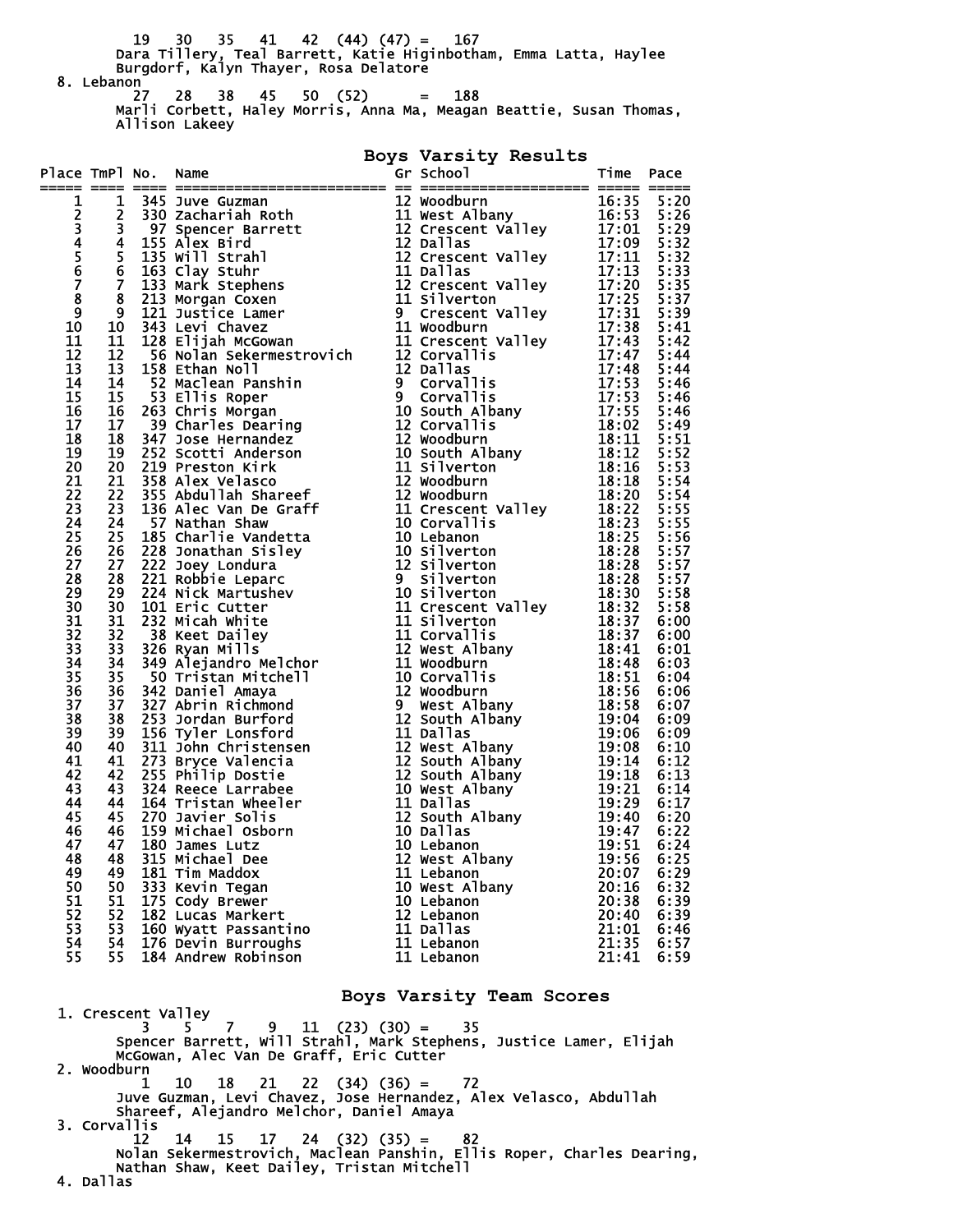19 30 35 41 42 (44) (47) = 167
Dara Tillery, Teal Barrett, Katie Higinbotham, Emma Latta, Haylee Burgdorf, Kalyn Thayer, Rosa Delatore

8. Lebanon
27 28 38 45 50 (52) = 188
Marli Corbett, Haley Morris, Anna Ma, Meagan Beattie, Susan Thomas, Allison Lakeey

## Boys Varsity Results

| Place | TmPl | No. | Name | Gr | School | Time | Pace |
|---|---|---|---|---|---|---|---|
| 1 | 1 | 345 | Juve Guzman | 12 | Woodburn | 16:35 | 5:20 |
| 2 | 2 | 330 | Zachariah Roth | 11 | West Albany | 16:53 | 5:26 |
| 3 | 3 | 97 | Spencer Barrett | 12 | Crescent Valley | 17:01 | 5:29 |
| 4 | 4 | 155 | Alex Bird | 12 | Dallas | 17:09 | 5:32 |
| 5 | 5 | 135 | Will Strahl | 12 | Crescent Valley | 17:11 | 5:32 |
| 6 | 6 | 163 | Clay Stuhr | 11 | Dallas | 17:13 | 5:33 |
| 7 | 7 | 133 | Mark Stephens | 12 | Crescent Valley | 17:20 | 5:35 |
| 8 | 8 | 213 | Morgan Coxen | 11 | Silverton | 17:25 | 5:37 |
| 9 | 9 | 121 | Justice Lamer | 9 | Crescent Valley | 17:31 | 5:39 |
| 10 | 10 | 343 | Levi Chavez | 11 | Woodburn | 17:38 | 5:41 |
| 11 | 11 | 128 | Elijah McGowan | 11 | Crescent Valley | 17:43 | 5:42 |
| 12 | 12 | 56 | Nolan Sekermestrovich | 12 | Corvallis | 17:47 | 5:44 |
| 13 | 13 | 158 | Ethan Noll | 12 | Dallas | 17:48 | 5:44 |
| 14 | 14 | 52 | Maclean Panshin | 9 | Corvallis | 17:53 | 5:46 |
| 15 | 15 | 53 | Ellis Roper | 9 | Corvallis | 17:53 | 5:46 |
| 16 | 16 | 263 | Chris Morgan | 10 | South Albany | 17:55 | 5:46 |
| 17 | 17 | 39 | Charles Dearing | 12 | Corvallis | 18:02 | 5:49 |
| 18 | 18 | 347 | Jose Hernandez | 12 | Woodburn | 18:11 | 5:51 |
| 19 | 19 | 252 | Scotti Anderson | 10 | South Albany | 18:12 | 5:52 |
| 20 | 20 | 219 | Preston Kirk | 11 | Silverton | 18:16 | 5:53 |
| 21 | 21 | 358 | Alex Velasco | 12 | Woodburn | 18:18 | 5:54 |
| 22 | 22 | 355 | Abdullah Shareef | 12 | Woodburn | 18:20 | 5:54 |
| 23 | 23 | 136 | Alec Van De Graff | 11 | Crescent Valley | 18:22 | 5:55 |
| 24 | 24 | 57 | Nathan Shaw | 10 | Corvallis | 18:23 | 5:55 |
| 25 | 25 | 185 | Charlie Vandetta | 10 | Lebanon | 18:25 | 5:56 |
| 26 | 26 | 228 | Jonathan Sisley | 10 | Silverton | 18:28 | 5:57 |
| 27 | 27 | 222 | Joey Londura | 12 | Silverton | 18:28 | 5:57 |
| 28 | 28 | 221 | Robbie Leparc | 9 | Silverton | 18:28 | 5:57 |
| 29 | 29 | 224 | Nick Martushev | 10 | Silverton | 18:30 | 5:58 |
| 30 | 30 | 101 | Eric Cutter | 11 | Crescent Valley | 18:32 | 5:58 |
| 31 | 31 | 232 | Micah White | 11 | Silverton | 18:37 | 6:00 |
| 32 | 32 | 38 | Keet Dailey | 11 | Corvallis | 18:37 | 6:00 |
| 33 | 33 | 326 | Ryan Mills | 12 | West Albany | 18:41 | 6:01 |
| 34 | 34 | 349 | Alejandro Melchor | 11 | Woodburn | 18:48 | 6:03 |
| 35 | 35 | 50 | Tristan Mitchell | 10 | Corvallis | 18:51 | 6:04 |
| 36 | 36 | 342 | Daniel Amaya | 12 | Woodburn | 18:56 | 6:06 |
| 37 | 37 | 327 | Abrin Richmond | 9 | West Albany | 18:58 | 6:07 |
| 38 | 38 | 253 | Jordan Burford | 12 | South Albany | 19:04 | 6:09 |
| 39 | 39 | 156 | Tyler Lonsford | 11 | Dallas | 19:06 | 6:09 |
| 40 | 40 | 311 | John Christensen | 12 | West Albany | 19:08 | 6:10 |
| 41 | 41 | 273 | Bryce Valencia | 12 | South Albany | 19:14 | 6:12 |
| 42 | 42 | 255 | Philip Dostie | 12 | South Albany | 19:18 | 6:13 |
| 43 | 43 | 324 | Reece Larrabee | 10 | West Albany | 19:21 | 6:14 |
| 44 | 44 | 164 | Tristan Wheeler | 11 | Dallas | 19:29 | 6:17 |
| 45 | 45 | 270 | Javier Solis | 12 | South Albany | 19:40 | 6:20 |
| 46 | 46 | 159 | Michael Osborn | 10 | Dallas | 19:47 | 6:22 |
| 47 | 47 | 180 | James Lutz | 10 | Lebanon | 19:51 | 6:24 |
| 48 | 48 | 315 | Michael Dee | 12 | West Albany | 19:56 | 6:25 |
| 49 | 49 | 181 | Tim Maddox | 11 | Lebanon | 20:07 | 6:29 |
| 50 | 50 | 333 | Kevin Tegan | 10 | West Albany | 20:16 | 6:32 |
| 51 | 51 | 175 | Cody Brewer | 10 | Lebanon | 20:38 | 6:39 |
| 52 | 52 | 182 | Lucas Markert | 12 | Lebanon | 20:40 | 6:39 |
| 53 | 53 | 160 | Wyatt Passantino | 11 | Dallas | 21:01 | 6:46 |
| 54 | 54 | 176 | Devin Burroughs | 11 | Lebanon | 21:35 | 6:57 |
| 55 | 55 | 184 | Andrew Robinson | 11 | Lebanon | 21:41 | 6:59 |

## Boys Varsity Team Scores

1. Crescent Valley
3 5 7 9 11 (23) (30) = 35
Spencer Barrett, Will Strahl, Mark Stephens, Justice Lamer, Elijah McGowan, Alec Van De Graff, Eric Cutter

2. Woodburn
1 10 18 21 22 (34) (36) = 72
Juve Guzman, Levi Chavez, Jose Hernandez, Alex Velasco, Abdullah Shareef, Alejandro Melchor, Daniel Amaya

3. Corvallis
12 14 15 17 24 (32) (35) = 82
Nolan Sekermestrovich, Maclean Panshin, Ellis Roper, Charles Dearing, Nathan Shaw, Keet Dailey, Tristan Mitchell

4. Dallas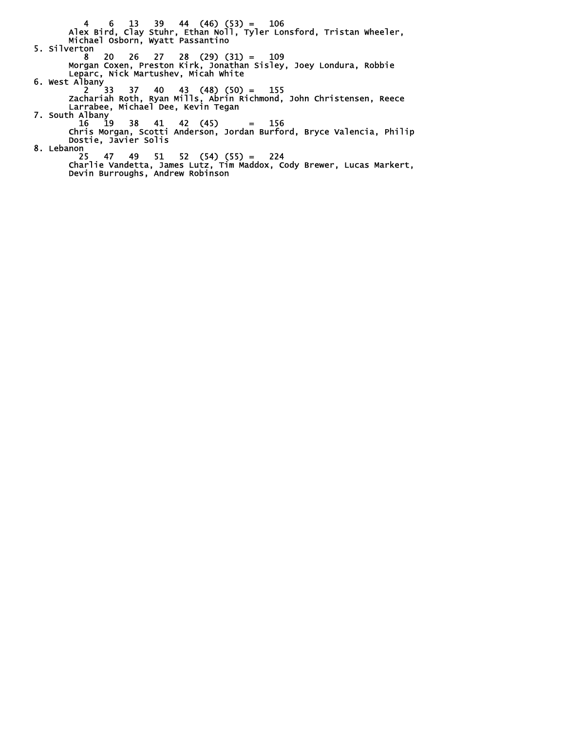```
         4    6   13   39   44  (46) (53) =   106
       Alex Bird, Clay Stuhr, Ethan Noll, Tyler Lonsford, Tristan Wheeler,
       Michael Osborn, Wyatt Passantino
 5. Silverton
         8   20   26   27   28  (29) (31) =   109
       Morgan Coxen, Preston Kirk, Jonathan Sisley, Joey Londura, Robbie
       Leparc, Nick Martushev, Micah White
 6. West Albany
         2   33   37   40   43  (48) (50) =   155
       Zachariah Roth, Ryan Mills, Abrin Richmond, John Christensen, Reece
       Larrabee, Michael Dee, Kevin Tegan
 7. South Albany
        16   19   38   41   42  (45)      =   156
       Chris Morgan, Scotti Anderson, Jordan Burford, Bryce Valencia, Philip
       Dostie, Javier Solis
 8. Lebanon
        25   47   49   51   52  (54) (55) =   224
       Charlie Vandetta, James Lutz, Tim Maddox, Cody Brewer, Lucas Markert,
       Devin Burroughs, Andrew Robinson
```